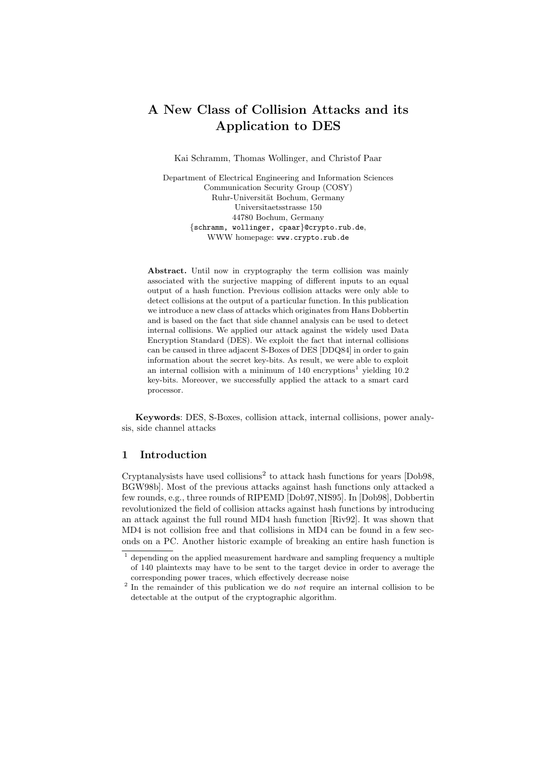# A New Class of Collision Attacks and its Application to DES

Kai Schramm, Thomas Wollinger, and Christof Paar

Department of Electrical Engineering and Information Sciences
Communication Security Group (COSY)
Ruhr-Universität Bochum, Germany
Universitaetsstrasse 150
44780 Bochum, Germany
{schramm, wollinger, cpaar}@crypto.rub.de,
WWW homepage: www.crypto.rub.de

**Abstract.** Until now in cryptography the term collision was mainly associated with the surjective mapping of different inputs to an equal output of a hash function. Previous collision attacks were only able to detect collisions at the output of a particular function. In this publication we introduce a new class of attacks which originates from Hans Dobbertin and is based on the fact that side channel analysis can be used to detect internal collisions. We applied our attack against the widely used Data Encryption Standard (DES). We exploit the fact that internal collisions can be caused in three adjacent S-Boxes of DES [DDQ84] in order to gain information about the secret key-bits. As result, we were able to exploit an internal collision with a minimum of 140 encryptions[1] yielding 10.2 key-bits. Moreover, we successfully applied the attack to a smart card processor.

**Keywords**: DES, S-Boxes, collision attack, internal collisions, power analysis, side channel attacks

## 1 Introduction

Cryptanalysists have used collisions[2] to attack hash functions for years [Dob98, BGW98b]. Most of the previous attacks against hash functions only attacked a few rounds, e.g., three rounds of RIPEMD [Dob97,NIS95]. In [Dob98], Dobbertin revolutionized the field of collision attacks against hash functions by introducing an attack against the full round MD4 hash function [Riv92]. It was shown that MD4 is not collision free and that collisions in MD4 can be found in a few seconds on a PC. Another historic example of breaking an entire hash function is

[1] depending on the applied measurement hardware and sampling frequency a multiple of 140 plaintexts may have to be sent to the target device in order to average the corresponding power traces, which effectively decrease noise

[2] In the remainder of this publication we do *not* require an internal collision to be detectable at the output of the cryptographic algorithm.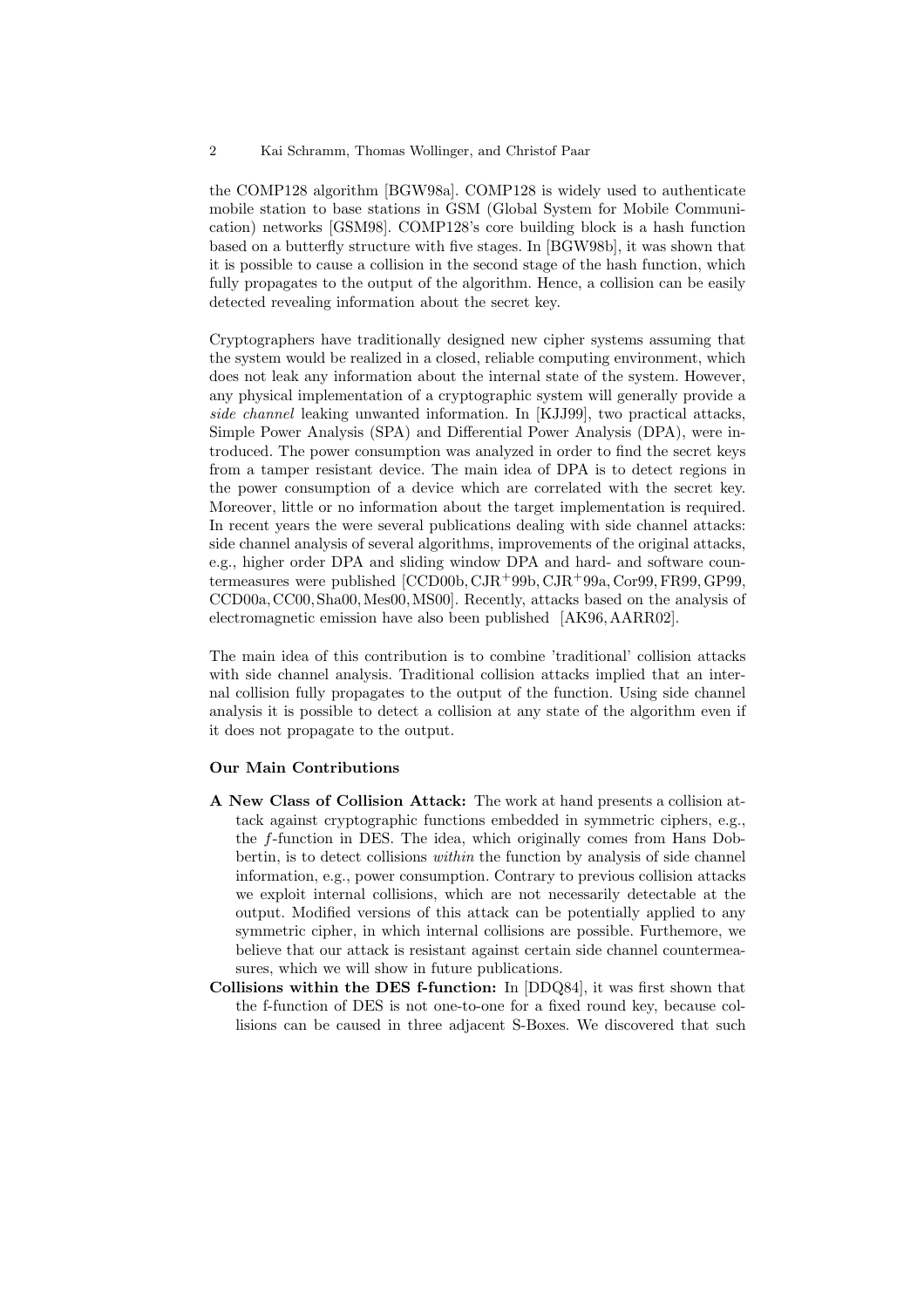the COMP128 algorithm [BGW98a]. COMP128 is widely used to authenticate mobile station to base stations in GSM (Global System for Mobile Communication) networks [GSM98]. COMP128's core building block is a hash function based on a butterfly structure with five stages. In [BGW98b], it was shown that it is possible to cause a collision in the second stage of the hash function, which fully propagates to the output of the algorithm. Hence, a collision can be easily detected revealing information about the secret key.

Cryptographers have traditionally designed new cipher systems assuming that the system would be realized in a closed, reliable computing environment, which does not leak any information about the internal state of the system. However, any physical implementation of a cryptographic system will generally provide a *side channel* leaking unwanted information. In [KJJ99], two practical attacks, Simple Power Analysis (SPA) and Differential Power Analysis (DPA), were introduced. The power consumption was analyzed in order to find the secret keys from a tamper resistant device. The main idea of DPA is to detect regions in the power consumption of a device which are correlated with the secret key. Moreover, little or no information about the target implementation is required. In recent years the were several publications dealing with side channel attacks: side channel analysis of several algorithms, improvements of the original attacks, e.g., higher order DPA and sliding window DPA and hard- and software countermeasures were published [CCD00b, CJR+99b, CJR+99a, Cor99, FR99, GP99, CCD00a, CC00, Sha00, Mes00, MS00]. Recently, attacks based on the analysis of electromagnetic emission have also been published [AK96, AARR02].

The main idea of this contribution is to combine 'traditional' collision attacks with side channel analysis. Traditional collision attacks implied that an internal collision fully propagates to the output of the function. Using side channel analysis it is possible to detect a collision at any state of the algorithm even if it does not propagate to the output.

**Our Main Contributions**

- **A New Class of Collision Attack:** The work at hand presents a collision attack against cryptographic functions embedded in symmetric ciphers, e.g., the *f*-function in DES. The idea, which originally comes from Hans Dobbertin, is to detect collisions *within* the function by analysis of side channel information, e.g., power consumption. Contrary to previous collision attacks we exploit internal collisions, which are not necessarily detectable at the output. Modified versions of this attack can be potentially applied to any symmetric cipher, in which internal collisions are possible. Furthemore, we believe that our attack is resistant against certain side channel countermeasures, which we will show in future publications.
- **Collisions within the DES f-function:** In [DDQ84], it was first shown that the f-function of DES is not one-to-one for a fixed round key, because collisions can be caused in three adjacent S-Boxes. We discovered that such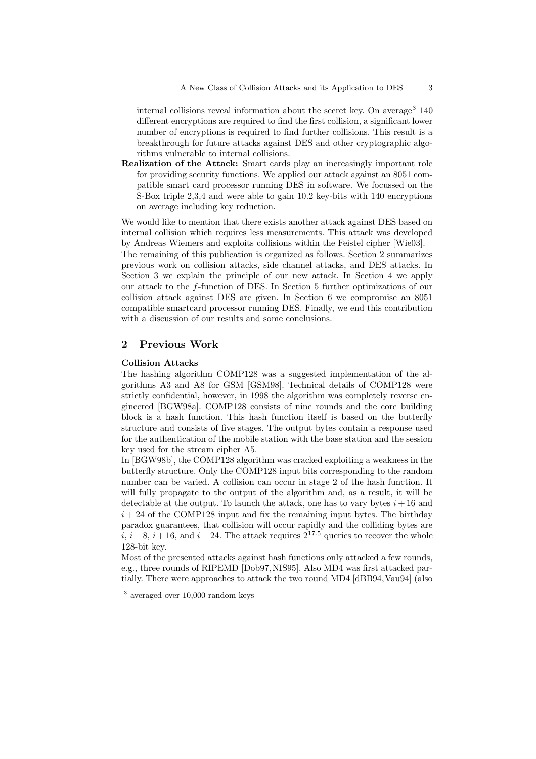internal collisions reveal information about the secret key. On average[3] 140 different encryptions are required to find the first collision, a significant lower number of encryptions is required to find further collisions. This result is a breakthrough for future attacks against DES and other cryptographic algorithms vulnerable to internal collisions.

**Realization of the Attack:** Smart cards play an increasingly important role for providing security functions. We applied our attack against an 8051 compatible smart card processor running DES in software. We focussed on the S-Box triple 2,3,4 and were able to gain 10.2 key-bits with 140 encryptions on average including key reduction.

We would like to mention that there exists another attack against DES based on internal collision which requires less measurements. This attack was developed by Andreas Wiemers and exploits collisions within the Feistel cipher [Wie03].

The remaining of this publication is organized as follows. Section 2 summarizes previous work on collision attacks, side channel attacks, and DES attacks. In Section 3 we explain the principle of our new attack. In Section 4 we apply our attack to the $f$-function of DES. In Section 5 further optimizations of our collision attack against DES are given. In Section 6 we compromise an 8051 compatible smartcard processor running DES. Finally, we end this contribution with a discussion of our results and some conclusions.

## 2 Previous Work

**Collision Attacks**

The hashing algorithm COMP128 was a suggested implementation of the algorithms A3 and A8 for GSM [GSM98]. Technical details of COMP128 were strictly confidential, however, in 1998 the algorithm was completely reverse engineered [BGW98a]. COMP128 consists of nine rounds and the core building block is a hash function. This hash function itself is based on the butterfly structure and consists of five stages. The output bytes contain a response used for the authentication of the mobile station with the base station and the session key used for the stream cipher A5.

In [BGW98b], the COMP128 algorithm was cracked exploiting a weakness in the butterfly structure. Only the COMP128 input bits corresponding to the random number can be varied. A collision can occur in stage 2 of the hash function. It will fully propagate to the output of the algorithm and, as a result, it will be detectable at the output. To launch the attack, one has to vary bytes $i + 16$ and $i + 24$ of the COMP128 input and fix the remaining input bytes. The birthday paradox guarantees, that collision will occur rapidly and the colliding bytes are $i$, $i + 8$, $i + 16$, and $i + 24$. The attack requires $2^{17.5}$ queries to recover the whole 128-bit key.

Most of the presented attacks against hash functions only attacked a few rounds, e.g., three rounds of RIPEMD [Dob97,NIS95]. Also MD4 was first attacked partially. There were approaches to attack the two round MD4 [dBB94,Vau94] (also

[3] averaged over 10,000 random keys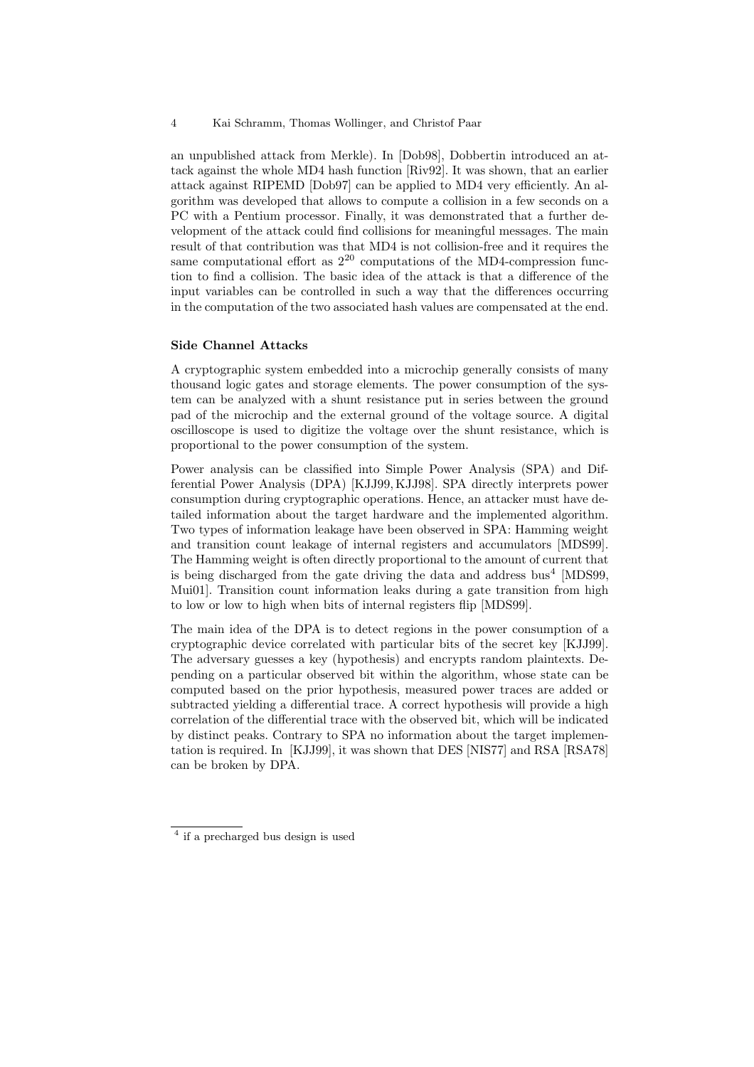an unpublished attack from Merkle). In [Dob98], Dobbertin introduced an attack against the whole MD4 hash function [Riv92]. It was shown, that an earlier attack against RIPEMD [Dob97] can be applied to MD4 very efficiently. An algorithm was developed that allows to compute a collision in a few seconds on a PC with a Pentium processor. Finally, it was demonstrated that a further development of the attack could find collisions for meaningful messages. The main result of that contribution was that MD4 is not collision-free and it requires the same computational effort as $2^{20}$ computations of the MD4-compression function to find a collision. The basic idea of the attack is that a difference of the input variables can be controlled in such a way that the differences occurring in the computation of the two associated hash values are compensated at the end.

**Side Channel Attacks**

A cryptographic system embedded into a microchip generally consists of many thousand logic gates and storage elements. The power consumption of the system can be analyzed with a shunt resistance put in series between the ground pad of the microchip and the external ground of the voltage source. A digital oscilloscope is used to digitize the voltage over the shunt resistance, which is proportional to the power consumption of the system.

Power analysis can be classified into Simple Power Analysis (SPA) and Differential Power Analysis (DPA) [KJJ99, KJJ98]. SPA directly interprets power consumption during cryptographic operations. Hence, an attacker must have detailed information about the target hardware and the implemented algorithm. Two types of information leakage have been observed in SPA: Hamming weight and transition count leakage of internal registers and accumulators [MDS99]. The Hamming weight is often directly proportional to the amount of current that is being discharged from the gate driving the data and address bus[4] [MDS99, Mui01]. Transition count information leaks during a gate transition from high to low or low to high when bits of internal registers flip [MDS99].

The main idea of the DPA is to detect regions in the power consumption of a cryptographic device correlated with particular bits of the secret key [KJJ99]. The adversary guesses a key (hypothesis) and encrypts random plaintexts. Depending on a particular observed bit within the algorithm, whose state can be computed based on the prior hypothesis, measured power traces are added or subtracted yielding a differential trace. A correct hypothesis will provide a high correlation of the differential trace with the observed bit, which will be indicated by distinct peaks. Contrary to SPA no information about the target implementation is required. In [KJJ99], it was shown that DES [NIS77] and RSA [RSA78] can be broken by DPA.

[4] if a precharged bus design is used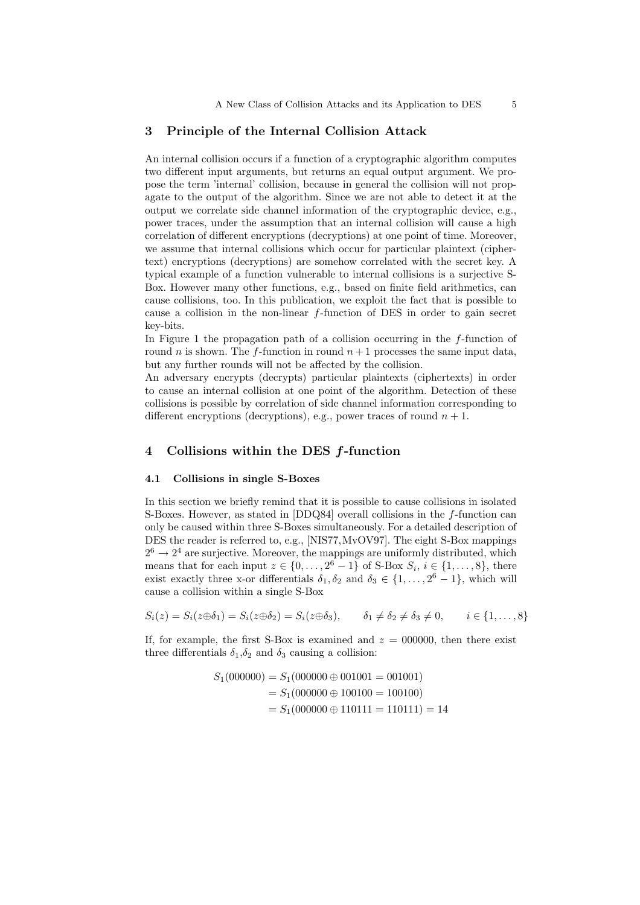## 3 Principle of the Internal Collision Attack

An internal collision occurs if a function of a cryptographic algorithm computes two different input arguments, but returns an equal output argument. We propose the term 'internal' collision, because in general the collision will not propagate to the output of the algorithm. Since we are not able to detect it at the output we correlate side channel information of the cryptographic device, e.g., power traces, under the assumption that an internal collision will cause a high correlation of different encryptions (decryptions) at one point of time. Moreover, we assume that internal collisions which occur for particular plaintext (ciphertext) encryptions (decryptions) are somehow correlated with the secret key. A typical example of a function vulnerable to internal collisions is a surjective S-Box. However many other functions, e.g., based on finite field arithmetics, can cause collisions, too. In this publication, we exploit the fact that is possible to cause a collision in the non-linear $f$-function of DES in order to gain secret key-bits.
In Figure 1 the propagation path of a collision occurring in the $f$-function of round $n$ is shown. The $f$-function in round $n+1$ processes the same input data, but any further rounds will not be affected by the collision.
An adversary encrypts (decrypts) particular plaintexts (ciphertexts) in order to cause an internal collision at one point of the algorithm. Detection of these collisions is possible by correlation of side channel information corresponding to different encryptions (decryptions), e.g., power traces of round $n+1$.

## 4 Collisions within the DES $f$-function

### 4.1 Collisions in single S-Boxes

In this section we briefly remind that it is possible to cause collisions in isolated S-Boxes. However, as stated in [DDQ84] overall collisions in the $f$-function can only be caused within three S-Boxes simultaneously. For a detailed description of DES the reader is referred to, e.g., [NIS77,MvOV97]. The eight S-Box mappings $2^6 \rightarrow 2^4$ are surjective. Moreover, the mappings are uniformly distributed, which means that for each input $z \in \{0, \ldots, 2^6-1\}$ of S-Box $S_i$, $i \in \{1, \ldots, 8\}$, there exist exactly three x-or differentials $\delta_1, \delta_2$ and $\delta_3 \in \{1, \ldots, 2^6-1\}$, which will cause a collision within a single S-Box

$$S_i(z) = S_i(z \oplus \delta_1) = S_i(z \oplus \delta_2) = S_i(z \oplus \delta_3), \qquad \delta_1 \neq \delta_2 \neq \delta_3 \neq 0, \qquad i \in \{1, \ldots, 8\}$$

If, for example, the first S-Box is examined and $z = 000000$, then there exist three differentials $\delta_1$,$\delta_2$ and $\delta_3$ causing a collision:

$$\begin{aligned} S_1(000000) &= S_1(000000 \oplus 001001 = 001001) \\ &= S_1(000000 \oplus 100100 = 100100) \\ &= S_1(000000 \oplus 110111 = 110111) = 14 \end{aligned}$$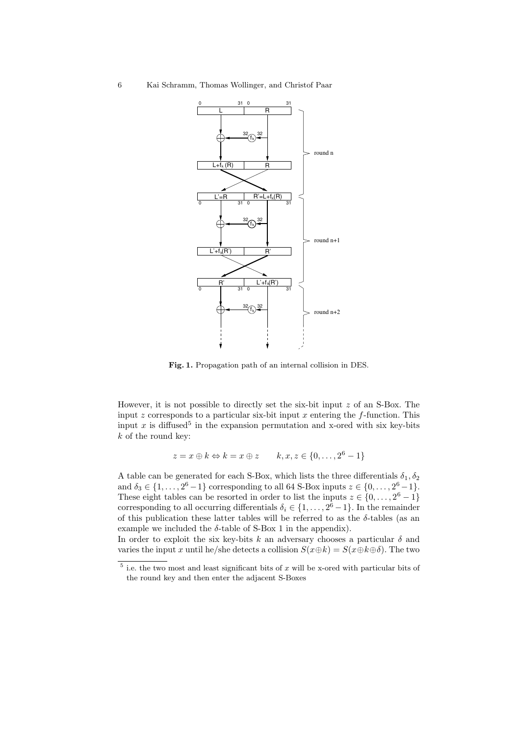**Fig. 1.** Propagation path of an internal collision in DES.

However, it is not possible to directly set the six-bit input $z$ of an S-Box. The input $z$ corresponds to a particular six-bit input $x$ entering the $f$-function. This input $x$ is diffused[5] in the expansion permutation and x-ored with six key-bits $k$ of the round key:

$$z = x \oplus k \Leftrightarrow k = x \oplus z \qquad k, x, z \in \{0, \dots, 2^6 - 1\}$$

A table can be generated for each S-Box, which lists the three differentials $\delta_1, \delta_2$ and $\delta_3 \in \{1, \dots, 2^6 - 1\}$ corresponding to all 64 S-Box inputs $z \in \{0, \dots, 2^6 - 1\}$. These eight tables can be resorted in order to list the inputs $z \in \{0, \dots, 2^6 - 1\}$ corresponding to all occurring differentials $\delta_i \in \{1, \dots, 2^6 - 1\}$. In the remainder of this publication these latter tables will be referred to as the $\delta$-tables (as an example we included the $\delta$-table of S-Box 1 in the appendix).

In order to exploit the six key-bits $k$ an adversary chooses a particular $\delta$ and varies the input $x$ until he/she detects a collision $S(x \oplus k) = S(x \oplus k \oplus \delta)$. The two

[5] i.e. the two most and least significant bits of $x$ will be x-ored with particular bits of the round key and then enter the adjacent S-Boxes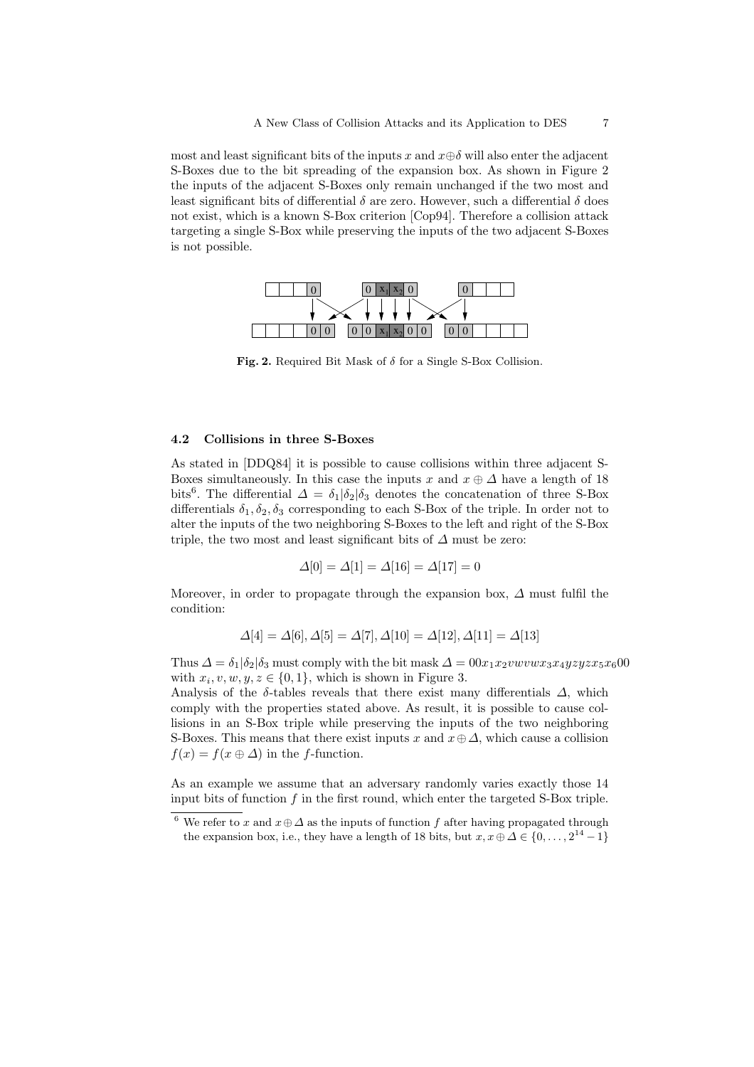most and least significant bits of the inputs $x$ and $x \oplus \delta$ will also enter the adjacent S-Boxes due to the bit spreading of the expansion box. As shown in Figure 2 the inputs of the adjacent S-Boxes only remain unchanged if the two most and least significant bits of differential $\delta$ are zero. However, such a differential $\delta$ does not exist, which is a known S-Box criterion [Cop94]. Therefore a collision attack targeting a single S-Box while preserving the inputs of the two adjacent S-Boxes is not possible.

**Fig. 2.** Required Bit Mask of $\delta$ for a Single S-Box Collision.

### 4.2 Collisions in three S-Boxes

As stated in [DDQ84] it is possible to cause collisions within three adjacent S-Boxes simultaneously. In this case the inputs $x$ and $x \oplus \Delta$ have a length of 18 bits[6]. The differential $\Delta = \delta_1 | \delta_2 | \delta_3$ denotes the concatenation of three S-Box differentials $\delta_1, \delta_2, \delta_3$ corresponding to each S-Box of the triple. In order not to alter the inputs of the two neighboring S-Boxes to the left and right of the S-Box triple, the two most and least significant bits of $\Delta$ must be zero:

$$\Delta[0] = \Delta[1] = \Delta[16] = \Delta[17] = 0$$

Moreover, in order to propagate through the expansion box, $\Delta$ must fulfil the condition:

$$\Delta[4] = \Delta[6], \Delta[5] = \Delta[7], \Delta[10] = \Delta[12], \Delta[11] = \Delta[13]$$

Thus $\Delta = \delta_1 | \delta_2 | \delta_3$ must comply with the bit mask $\Delta = 00x_1x_2vwvwx_3x_4yzyzx_5x_600$ with $x_i, v, w, y, z \in \{0, 1\}$, which is shown in Figure 3.

Analysis of the $\delta$-tables reveals that there exist many differentials $\Delta$, which comply with the properties stated above. As result, it is possible to cause collisions in an S-Box triple while preserving the inputs of the two neighboring S-Boxes. This means that there exist inputs $x$ and $x \oplus \Delta$, which cause a collision $f(x) = f(x \oplus \Delta)$ in the $f$-function.

As an example we assume that an adversary randomly varies exactly those 14 input bits of function $f$ in the first round, which enter the targeted S-Box triple.

[6] We refer to $x$ and $x \oplus \Delta$ as the inputs of function $f$ after having propagated through the expansion box, i.e., they have a length of 18 bits, but $x, x \oplus \Delta \in \{0, \dots, 2^{14} - 1\}$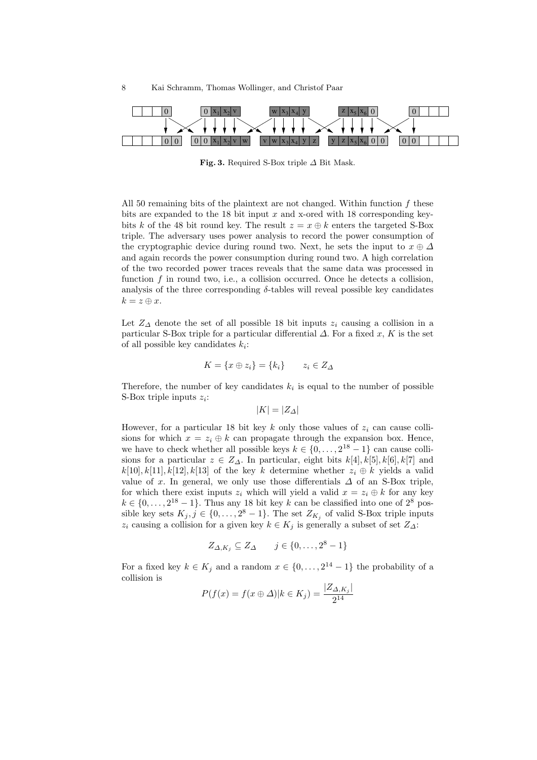**Fig. 3.** Required S-Box triple $\Delta$ Bit Mask.

All 50 remaining bits of the plaintext are not changed. Within function $f$ these bits are expanded to the 18 bit input $x$ and x-ored with 18 corresponding key-bits $k$ of the 48 bit round key. The result $z = x \oplus k$ enters the targeted S-Box triple. The adversary uses power analysis to record the power consumption of the cryptographic device during round two. Next, he sets the input to $x \oplus \Delta$ and again records the power consumption during round two. A high correlation of the two recorded power traces reveals that the same data was processed in function $f$ in round two, i.e., a collision occurred. Once he detects a collision, analysis of the three corresponding $\delta$-tables will reveal possible key candidates $k = z \oplus x$.

Let $Z_\Delta$ denote the set of all possible 18 bit inputs $z_i$ causing a collision in a particular S-Box triple for a particular differential $\Delta$. For a fixed $x$, $K$ is the set of all possible key candidates $k_i$:

$$K = \{x \oplus z_i\} = \{k_i\} \qquad z_i \in Z_\Delta$$

Therefore, the number of key candidates $k_i$ is equal to the number of possible S-Box triple inputs $z_i$:

$$|K| = |Z_\Delta|$$

However, for a particular 18 bit key $k$ only those values of $z_i$ can cause collisions for which $x = z_i \oplus k$ can propagate through the expansion box. Hence, we have to check whether all possible keys $k \in \{0, \ldots, 2^{18} - 1\}$ can cause collisions for a particular $z \in Z_\Delta$. In particular, eight bits $k[4], k[5], k[6], k[7]$ and $k[10], k[11], k[12], k[13]$ of the key $k$ determine whether $z_i \oplus k$ yields a valid value of $x$. In general, we only use those differentials $\Delta$ of an S-Box triple, for which there exist inputs $z_i$ which will yield a valid $x = z_i \oplus k$ for any key $k \in \{0, \ldots, 2^{18} - 1\}$. Thus any 18 bit key $k$ can be classified into one of $2^8$ possible key sets $K_j, j \in \{0, \ldots, 2^8 - 1\}$. The set $Z_{K_j}$ of valid S-Box triple inputs $z_i$ causing a collision for a given key $k \in K_j$ is generally a subset of set $Z_\Delta$:

$$Z_{\Delta,K_j} \subseteq Z_\Delta \qquad j \in \{0, \ldots, 2^8 - 1\}$$

For a fixed key $k \in K_j$ and a random $x \in \{0, \ldots, 2^{14} - 1\}$ the probability of a collision is

$$P(f(x) = f(x \oplus \Delta) | k \in K_j) = \frac{|Z_{\Delta,K_j}|}{2^{14}}$$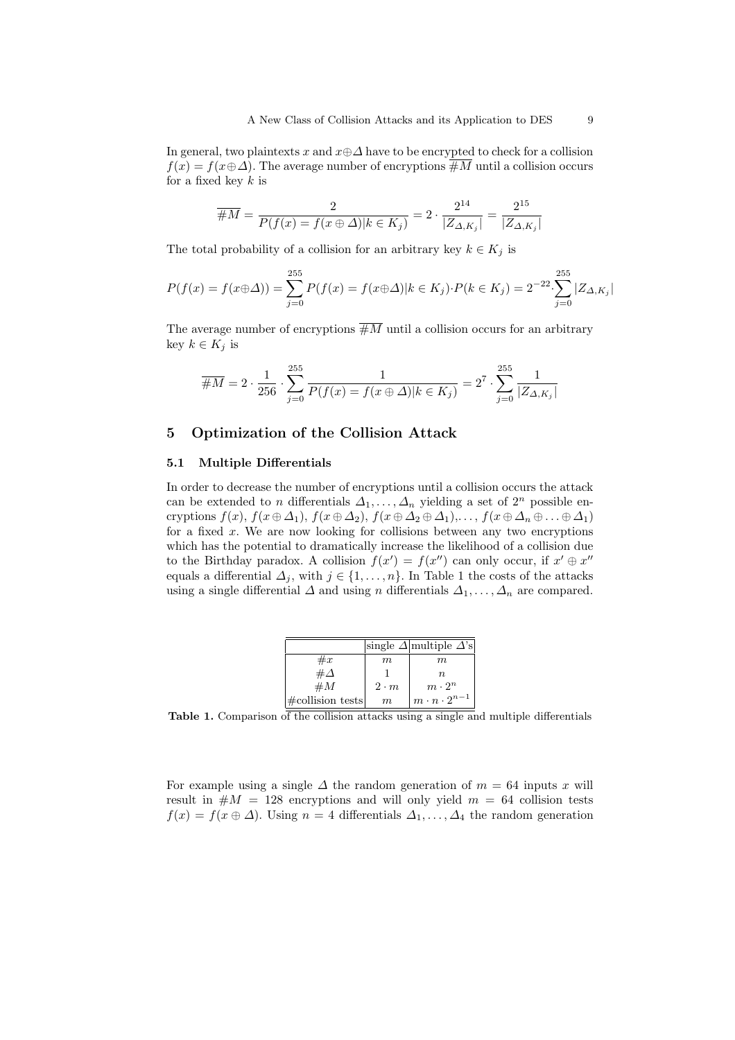In general, two plaintexts $x$ and $x \oplus \Delta$ have to be encrypted to check for a collision $f(x) = f(x \oplus \Delta)$. The average number of encryptions $\overline{\#M}$ until a collision occurs for a fixed key $k$ is

$$\overline{\#M} = \frac{2}{P(f(x) = f(x \oplus \Delta) | k \in K_j)} = 2 \cdot \frac{2^{14}}{|Z_{\Delta,K_j}|} = \frac{2^{15}}{|Z_{\Delta,K_j}|}$$

The total probability of a collision for an arbitrary key $k \in K_j$ is

$$P(f(x) = f(x \oplus \Delta)) = \sum_{j=0}^{255} P(f(x) = f(x \oplus \Delta) | k \in K_j) \cdot P(k \in K_j) = 2^{-22} \cdot \sum_{j=0}^{255} |Z_{\Delta,K_j}|$$

The average number of encryptions $\overline{\#M}$ until a collision occurs for an arbitrary key $k \in K_j$ is

$$\overline{\#M} = 2 \cdot \frac{1}{256} \cdot \sum_{j=0}^{255} \frac{1}{P(f(x) = f(x \oplus \Delta) | k \in K_j)} = 2^7 \cdot \sum_{j=0}^{255} \frac{1}{|Z_{\Delta,K_j}|}$$

## 5 Optimization of the Collision Attack

### 5.1 Multiple Differentials

In order to decrease the number of encryptions until a collision occurs the attack can be extended to $n$ differentials $\Delta_1, \ldots, \Delta_n$ yielding a set of $2^n$ possible encryptions $f(x)$, $f(x \oplus \Delta_1)$, $f(x \oplus \Delta_2)$, $f(x \oplus \Delta_2 \oplus \Delta_1)$,..., $f(x \oplus \Delta_n \oplus \ldots \oplus \Delta_1)$ for a fixed $x$. We are now looking for collisions between any two encryptions which has the potential to dramatically increase the likelihood of a collision due to the Birthday paradox. A collision $f(x') = f(x'')$ can only occur, if $x' \oplus x''$ equals a differential $\Delta_j$, with $j \in \{1, \ldots, n\}$. In Table 1 the costs of the attacks using a single differential $\Delta$ and using $n$ differentials $\Delta_1, \ldots, \Delta_n$ are compared.

| | single $\Delta$ | multiple $\Delta$'s |
|---|---|---|
| $\#x$ | $m$ | $m$ |
| $\#\Delta$ | $1$ | $n$ |
| $\#M$ | $2 \cdot m$ | $m \cdot 2^n$ |
| #collision tests | $m$ | $m \cdot n \cdot 2^{n-1}$ |

**Table 1.** Comparison of the collision attacks using a single and multiple differentials

For example using a single $\Delta$ the random generation of $m = 64$ inputs $x$ will result in $\#M = 128$ encryptions and will only yield $m = 64$ collision tests $f(x) = f(x \oplus \Delta)$. Using $n = 4$ differentials $\Delta_1, \ldots, \Delta_4$ the random generation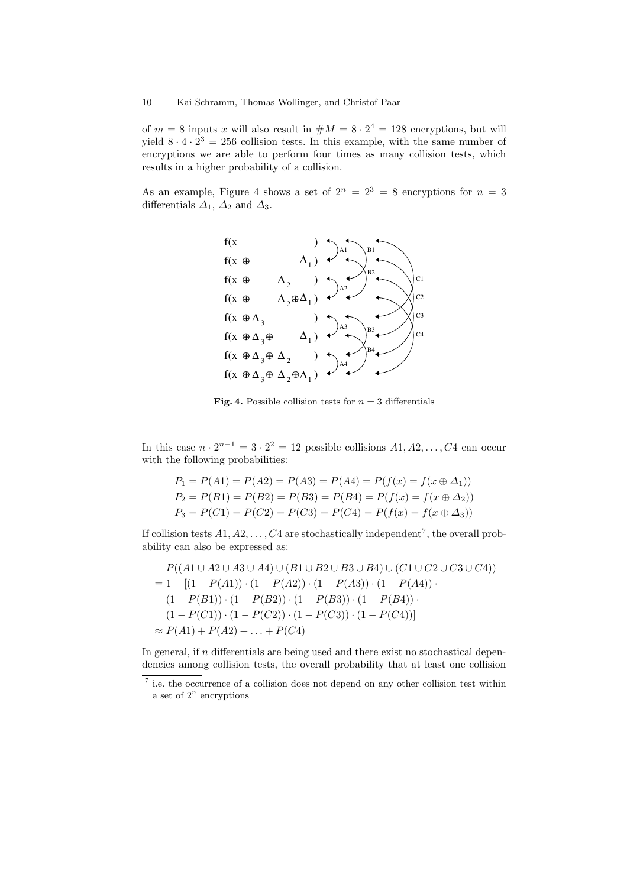of $m = 8$ inputs $x$ will also result in $\#M = 8 \cdot 2^4 = 128$ encryptions, but will yield $8 \cdot 4 \cdot 2^3 = 256$ collision tests. In this example, with the same number of encryptions we are able to perform four times as many collision tests, which results in a higher probability of a collision.

As an example, Figure 4 shows a set of $2^n = 2^3 = 8$ encryptions for $n = 3$ differentials $\Delta_1$, $\Delta_2$ and $\Delta_3$.

**Fig. 4.** Possible collision tests for $n = 3$ differentials

In this case $n \cdot 2^{n-1} = 3 \cdot 2^2 = 12$ possible collisions $A1, A2, \ldots, C4$ can occur with the following probabilities:

$$P_1 = P(A1) = P(A2) = P(A3) = P(A4) = P(f(x) = f(x \oplus \Delta_1))$$
$$P_2 = P(B1) = P(B2) = P(B3) = P(B4) = P(f(x) = f(x \oplus \Delta_2))$$
$$P_3 = P(C1) = P(C2) = P(C3) = P(C4) = P(f(x) = f(x \oplus \Delta_3))$$

If collision tests $A1, A2, \ldots, C4$ are stochastically independent[7], the overall probability can also be expressed as:

$$\begin{aligned}
&P((A1 \cup A2 \cup A3 \cup A4) \cup (B1 \cup B2 \cup B3 \cup B4) \cup (C1 \cup C2 \cup C3 \cup C4)) \\
&= 1 - [(1 - P(A1)) \cdot (1 - P(A2)) \cdot (1 - P(A3)) \cdot (1 - P(A4)) \cdot \\
&\quad (1 - P(B1)) \cdot (1 - P(B2)) \cdot (1 - P(B3)) \cdot (1 - P(B4)) \cdot \\
&\quad (1 - P(C1)) \cdot (1 - P(C2)) \cdot (1 - P(C3)) \cdot (1 - P(C4))] \\
&\approx P(A1) + P(A2) + \ldots + P(C4)
\end{aligned}$$

In general, if $n$ differentials are being used and there exist no stochastical dependencies among collision tests, the overall probability that at least one collision

[7] i.e. the occurrence of a collision does not depend on any other collision test within a set of $2^n$ encryptions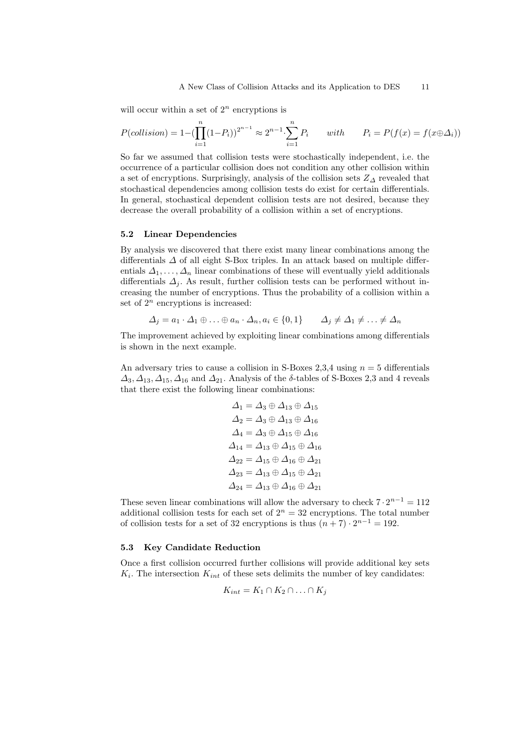will occur within a set of $2^n$ encryptions is

$$P(collision) = 1-(\prod_{i=1}^{n}(1-P_i))^{2^{n-1}} \approx 2^{n-1} \cdot \sum_{i=1}^{n} P_i \qquad with \qquad P_i = P(f(x) = f(x \oplus \Delta_i))$$

So far we assumed that collision tests were stochastically independent, i.e. the occurrence of a particular collision does not condition any other collision within a set of encryptions. Surprisingly, analysis of the collision sets $Z_\Delta$ revealed that stochastical dependencies among collision tests do exist for certain differentials. In general, stochastical dependent collision tests are not desired, because they decrease the overall probability of a collision within a set of encryptions.

### 5.2 Linear Dependencies

By analysis we discovered that there exist many linear combinations among the differentials $\Delta$ of all eight S-Box triples. In an attack based on multiple differentials $\Delta_1, \ldots, \Delta_n$ linear combinations of these will eventually yield additionals differentials $\Delta_j$. As result, further collision tests can be performed without increasing the number of encryptions. Thus the probability of a collision within a set of $2^n$ encryptions is increased:

$$\Delta_j = a_1 \cdot \Delta_1 \oplus \ldots \oplus a_n \cdot \Delta_n, a_i \in \{0,1\} \qquad \Delta_j \neq \Delta_1 \neq \ldots \neq \Delta_n$$

The improvement achieved by exploiting linear combinations among differentials is shown in the next example.

An adversary tries to cause a collision in S-Boxes 2,3,4 using $n = 5$ differentials $\Delta_3, \Delta_{13}, \Delta_{15}, \Delta_{16}$ and $\Delta_{21}$. Analysis of the $\delta$-tables of S-Boxes 2,3 and 4 reveals that there exist the following linear combinations:

$$\begin{aligned}
\Delta_1 &= \Delta_3 \oplus \Delta_{13} \oplus \Delta_{15} \\
\Delta_2 &= \Delta_3 \oplus \Delta_{13} \oplus \Delta_{16} \\
\Delta_4 &= \Delta_3 \oplus \Delta_{15} \oplus \Delta_{16} \\
\Delta_{14} &= \Delta_{13} \oplus \Delta_{15} \oplus \Delta_{16} \\
\Delta_{22} &= \Delta_{15} \oplus \Delta_{16} \oplus \Delta_{21} \\
\Delta_{23} &= \Delta_{13} \oplus \Delta_{15} \oplus \Delta_{21} \\
\Delta_{24} &= \Delta_{13} \oplus \Delta_{16} \oplus \Delta_{21}
\end{aligned}$$

These seven linear combinations will allow the adversary to check $7 \cdot 2^{n-1} = 112$ additional collision tests for each set of $2^n = 32$ encryptions. The total number of collision tests for a set of 32 encryptions is thus $(n+7) \cdot 2^{n-1} = 192$.

### 5.3 Key Candidate Reduction

Once a first collision occurred further collisions will provide additional key sets $K_i$. The intersection $K_{int}$ of these sets delimits the number of key candidates:

$$K_{int} = K_1 \cap K_2 \cap \ldots \cap K_j$$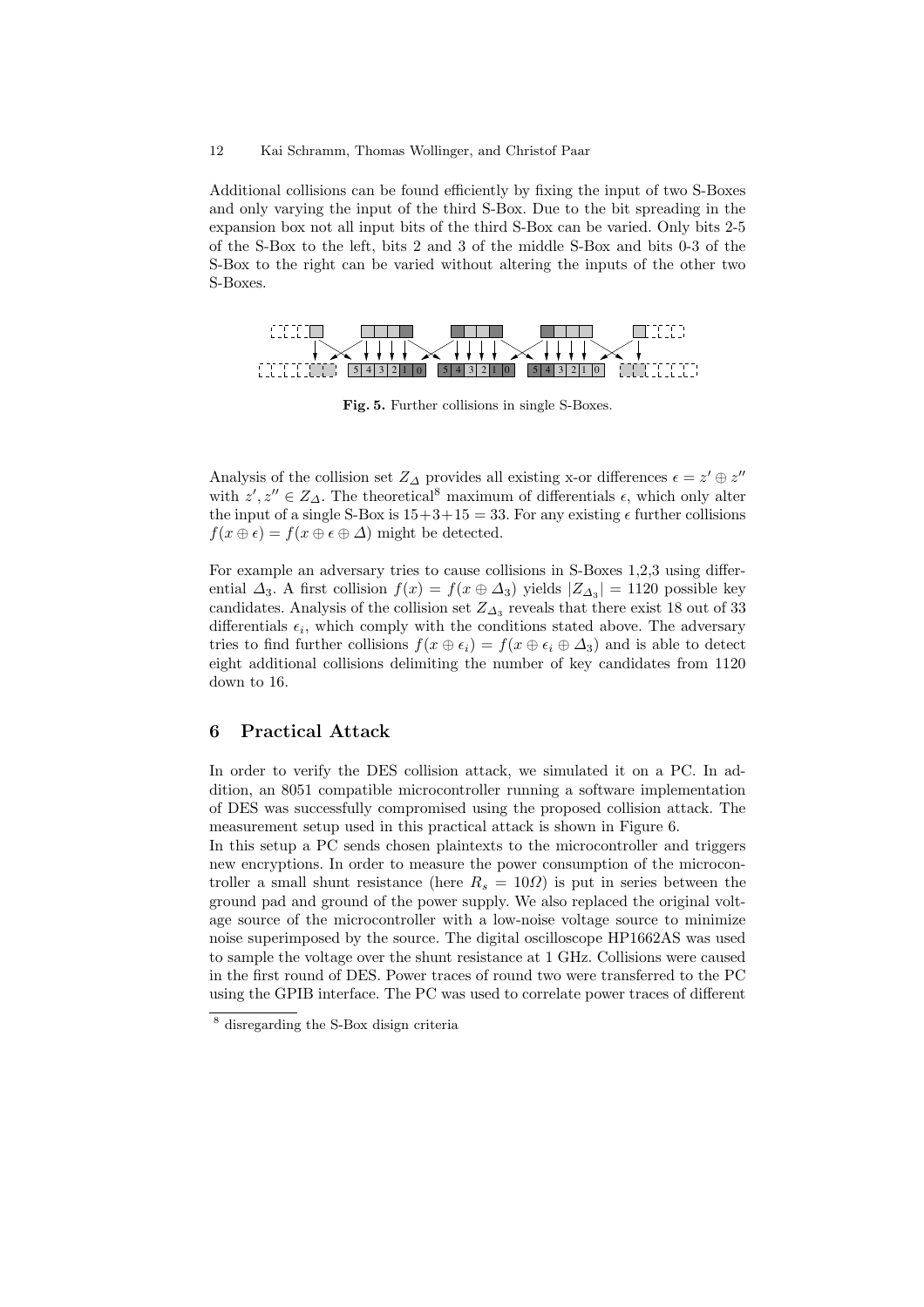Additional collisions can be found efficiently by fixing the input of two S-Boxes and only varying the input of the third S-Box. Due to the bit spreading in the expansion box not all input bits of the third S-Box can be varied. Only bits 2-5 of the S-Box to the left, bits 2 and 3 of the middle S-Box and bits 0-3 of the S-Box to the right can be varied without altering the inputs of the other two S-Boxes.

**Fig. 5.** Further collisions in single S-Boxes.

Analysis of the collision set $Z_\Delta$ provides all existing x-or differences $\epsilon = z' \oplus z''$ with $z', z'' \in Z_\Delta$. The theoretical[8] maximum of differentials $\epsilon$, which only alter the input of a single S-Box is $15+3+15 = 33$. For any existing $\epsilon$ further collisions $f(x \oplus \epsilon) = f(x \oplus \epsilon \oplus \Delta)$ might be detected.

For example an adversary tries to cause collisions in S-Boxes 1,2,3 using differential $\Delta_3$. A first collision $f(x) = f(x \oplus \Delta_3)$ yields $|Z_{\Delta_3}| = 1120$ possible key candidates. Analysis of the collision set $Z_{\Delta_3}$ reveals that there exist 18 out of 33 differentials $\epsilon_i$, which comply with the conditions stated above. The adversary tries to find further collisions $f(x \oplus \epsilon_i) = f(x \oplus \epsilon_i \oplus \Delta_3)$ and is able to detect eight additional collisions delimiting the number of key candidates from 1120 down to 16.

## 6 Practical Attack

In order to verify the DES collision attack, we simulated it on a PC. In addition, an 8051 compatible microcontroller running a software implementation of DES was successfully compromised using the proposed collision attack. The measurement setup used in this practical attack is shown in Figure 6.

In this setup a PC sends chosen plaintexts to the microcontroller and triggers new encryptions. In order to measure the power consumption of the microcontroller a small shunt resistance (here $R_s = 10\Omega$) is put in series between the ground pad and ground of the power supply. We also replaced the original voltage source of the microcontroller with a low-noise voltage source to minimize noise superimposed by the source. The digital oscilloscope HP1662AS was used to sample the voltage over the shunt resistance at 1 GHz. Collisions were caused in the first round of DES. Power traces of round two were transferred to the PC using the GPIB interface. The PC was used to correlate power traces of different

[8] disregarding the S-Box disign criteria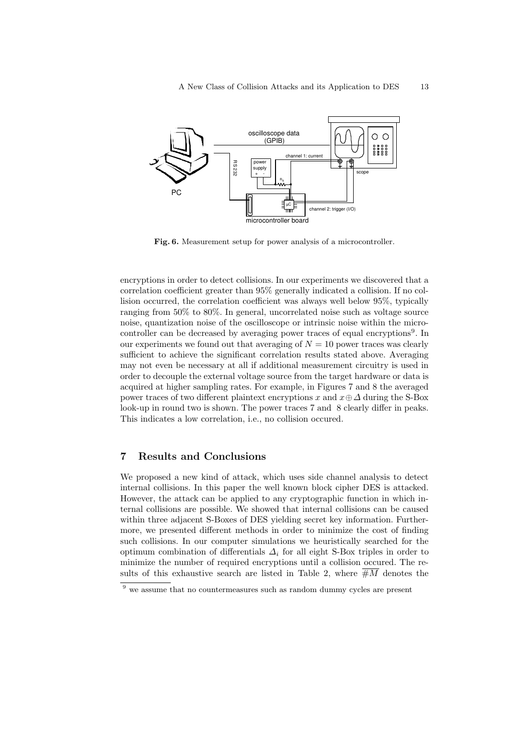**Fig. 6.** Measurement setup for power analysis of a microcontroller.

encryptions in order to detect collisions. In our experiments we discovered that a correlation coefficient greater than 95% generally indicated a collision. If no collision occurred, the correlation coefficient was always well below 95%, typically ranging from 50% to 80%. In general, uncorrelated noise such as voltage source noise, quantization noise of the oscilloscope or intrinsic noise within the microcontroller can be decreased by averaging power traces of equal encryptions[9]. In our experiments we found out that averaging of $N = 10$ power traces was clearly sufficient to achieve the significant correlation results stated above. Averaging may not even be necessary at all if additional measurement circuitry is used in order to decouple the external voltage source from the target hardware or data is acquired at higher sampling rates. For example, in Figures 7 and 8 the averaged power traces of two different plaintext encryptions $x$ and $x \oplus \Delta$ during the S-Box look-up in round two is shown. The power traces 7 and 8 clearly differ in peaks. This indicates a low correlation, i.e., no collision occured.

## 7 Results and Conclusions

We proposed a new kind of attack, which uses side channel analysis to detect internal collisions. In this paper the well known block cipher DES is attacked. However, the attack can be applied to any cryptographic function in which internal collisions are possible. We showed that internal collisions can be caused within three adjacent S-Boxes of DES yielding secret key information. Furthermore, we presented different methods in order to minimize the cost of finding such collisions. In our computer simulations we heuristically searched for the optimum combination of differentials $\Delta_i$ for all eight S-Box triples in order to minimize the number of required encryptions until a collision occured. The results of this exhaustive search are listed in Table 2, where $\overline{\#M}$ denotes the

[9] we assume that no countermeasures such as random dummy cycles are present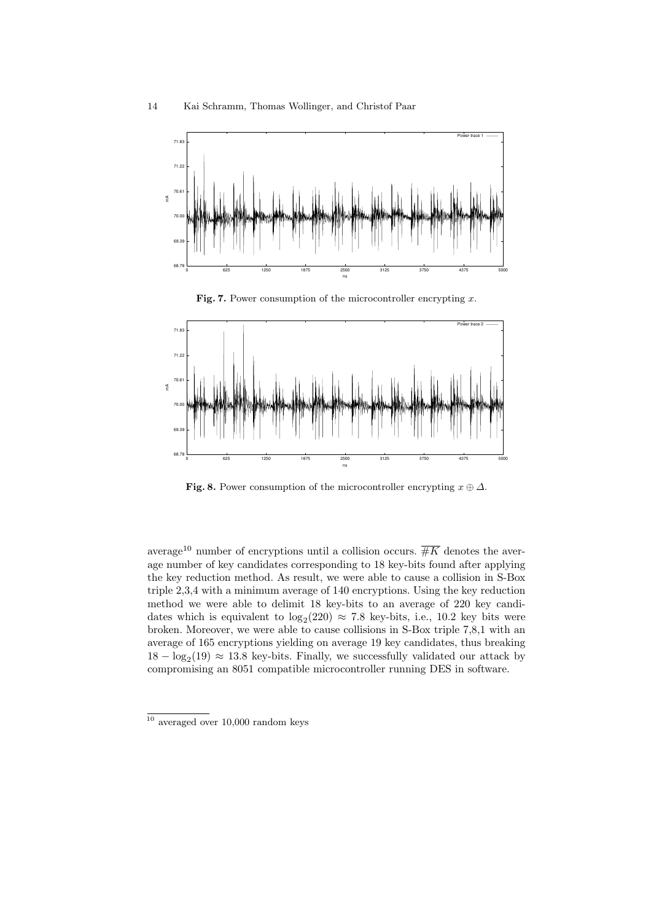**Fig. 7.** Power consumption of the microcontroller encrypting $x$.

**Fig. 8.** Power consumption of the microcontroller encrypting $x \oplus \Delta$.

average[10] number of encryptions until a collision occurs. $\overline{\#K}$ denotes the average number of key candidates corresponding to 18 key-bits found after applying the key reduction method. As result, we were able to cause a collision in S-Box triple 2,3,4 with a minimum average of 140 encryptions. Using the key reduction method we were able to delimit 18 key-bits to an average of 220 key candidates which is equivalent to $\log_2(220) \approx 7.8$ key-bits, i.e., 10.2 key bits were broken. Moreover, we were able to cause collisions in S-Box triple 7,8,1 with an average of 165 encryptions yielding on average 19 key candidates, thus breaking $18 - \log_2(19) \approx 13.8$ key-bits. Finally, we successfully validated our attack by compromising an 8051 compatible microcontroller running DES in software.

[10] averaged over 10,000 random keys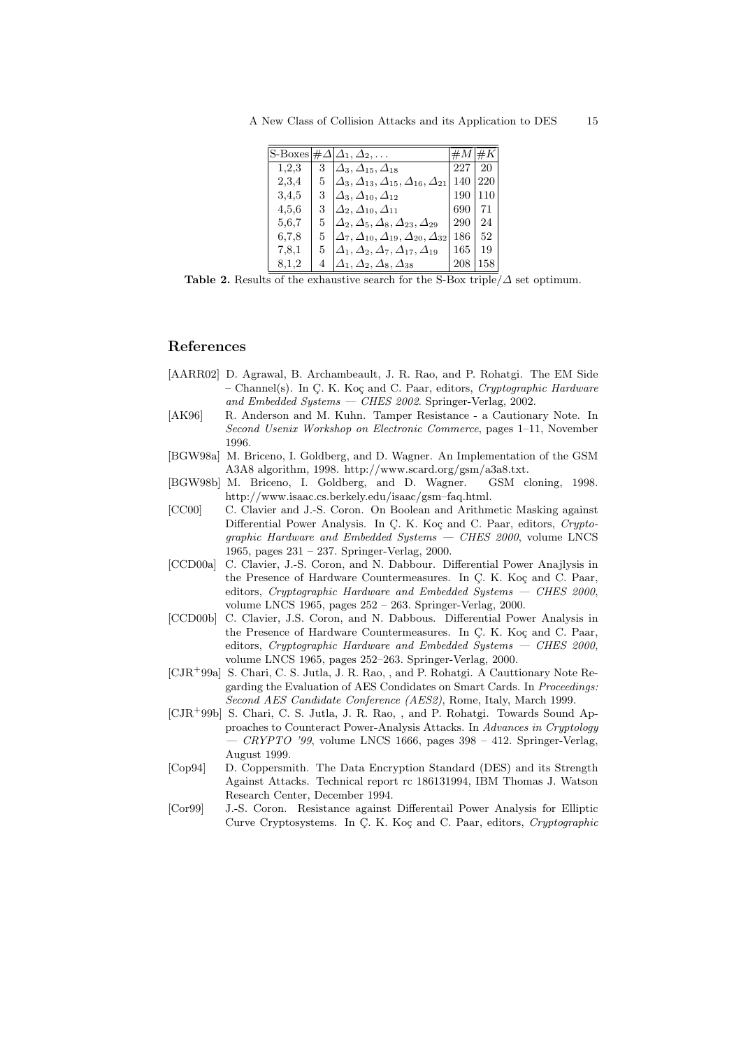| S-Boxes | $\#\Delta$ | $\Delta_1, \Delta_2, \ldots$ | $\#M$ | $\#K$ |
|---|---|---|---|---|
| 1,2,3 | 3 | $\Delta_3, \Delta_{15}, \Delta_{18}$ | 227 | 20 |
| 2,3,4 | 5 | $\Delta_3, \Delta_{13}, \Delta_{15}, \Delta_{16}, \Delta_{21}$ | 140 | 220 |
| 3,4,5 | 3 | $\Delta_3, \Delta_{10}, \Delta_{12}$ | 190 | 110 |
| 4,5,6 | 3 | $\Delta_2, \Delta_{10}, \Delta_{11}$ | 690 | 71 |
| 5,6,7 | 5 | $\Delta_2, \Delta_5, \Delta_8, \Delta_{23}, \Delta_{29}$ | 290 | 24 |
| 6,7,8 | 5 | $\Delta_7, \Delta_{10}, \Delta_{19}, \Delta_{20}, \Delta_{32}$ | 186 | 52 |
| 7,8,1 | 5 | $\Delta_1, \Delta_2, \Delta_7, \Delta_{17}, \Delta_{19}$ | 165 | 19 |
| 8,1,2 | 4 | $\Delta_1, \Delta_2, \Delta_8, \Delta_{38}$ | 208 | 158 |

**Table 2.** Results of the exhaustive search for the S-Box triple/$\Delta$ set optimum.

## References

[AARR02] D. Agrawal, B. Archambeault, J. R. Rao, and P. Rohatgi. The EM Side – Channel(s). In Ç. K. Koç and C. Paar, editors, *Cryptographic Hardware and Embedded Systems — CHES 2002*. Springer-Verlag, 2002.

[AK96] R. Anderson and M. Kuhn. Tamper Resistance - a Cautionary Note. In *Second Usenix Workshop on Electronic Commerce*, pages 1–11, November 1996.

[BGW98a] M. Briceno, I. Goldberg, and D. Wagner. An Implementation of the GSM A3A8 algorithm, 1998. http://www.scard.org/gsm/a3a8.txt.

[BGW98b] M. Briceno, I. Goldberg, and D. Wagner. GSM cloning, 1998. http://www.isaac.cs.berkely.edu/isaac/gsm–faq.html.

[CC00] C. Clavier and J.-S. Coron. On Boolean and Arithmetic Masking against Differential Power Analysis. In Ç. K. Koç and C. Paar, editors, *Cryptographic Hardware and Embedded Systems — CHES 2000*, volume LNCS 1965, pages 231 – 237. Springer-Verlag, 2000.

[CCD00a] C. Clavier, J.-S. Coron, and N. Dabbour. Differential Power Anajlysis in the Presence of Hardware Countermeasures. In Ç. K. Koç and C. Paar, editors, *Cryptographic Hardware and Embedded Systems — CHES 2000*, volume LNCS 1965, pages 252 – 263. Springer-Verlag, 2000.

[CCD00b] C. Clavier, J.S. Coron, and N. Dabbous. Differential Power Analysis in the Presence of Hardware Countermeasures. In Ç. K. Koç and C. Paar, editors, *Cryptographic Hardware and Embedded Systems — CHES 2000*, volume LNCS 1965, pages 252–263. Springer-Verlag, 2000.

[CJR+99a] S. Chari, C. S. Jutla, J. R. Rao, , and P. Rohatgi. A Cauttionary Note Regarding the Evaluation of AES Condidates on Smart Cards. In *Proceedings: Second AES Candidate Conference (AES2)*, Rome, Italy, March 1999.

[CJR+99b] S. Chari, C. S. Jutla, J. R. Rao, , and P. Rohatgi. Towards Sound Approaches to Counteract Power-Analysis Attacks. In *Advances in Cryptology — CRYPTO '99*, volume LNCS 1666, pages 398 – 412. Springer-Verlag, August 1999.

[Cop94] D. Coppersmith. The Data Encryption Standard (DES) and its Strength Against Attacks. Technical report rc 186131994, IBM Thomas J. Watson Research Center, December 1994.

[Cor99] J.-S. Coron. Resistance against Differentail Power Analysis for Elliptic Curve Cryptosystems. In Ç. K. Koç and C. Paar, editors, *Cryptographic*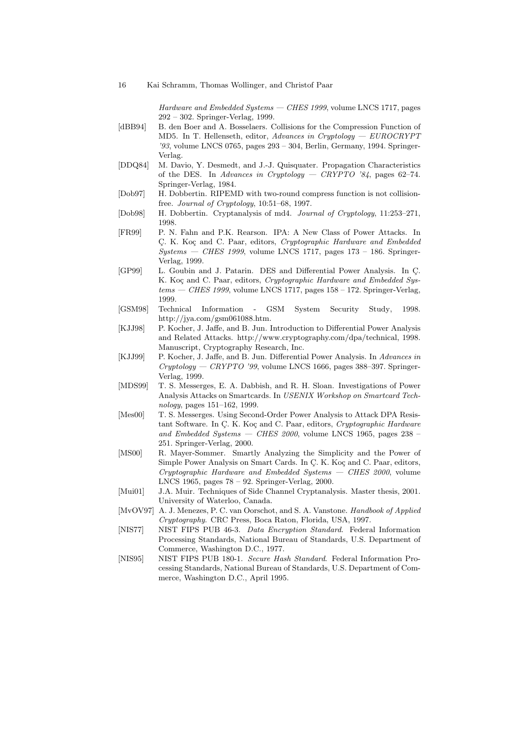*Hardware and Embedded Systems — CHES 1999*, volume LNCS 1717, pages 292 – 302. Springer-Verlag, 1999.

[dBB94] B. den Boer and A. Bosselaers. Collisions for the Compression Function of MD5. In T. Hellenseth, editor, *Advances in Cryptology — EUROCRYPT '93*, volume LNCS 0765, pages 293 – 304, Berlin, Germany, 1994. Springer-Verlag.

[DDQ84] M. Davio, Y. Desmedt, and J.-J. Quisquater. Propagation Characteristics of the DES. In *Advances in Cryptology — CRYPTO '84*, pages 62–74. Springer-Verlag, 1984.

[Dob97] H. Dobbertin. RIPEMD with two-round compress function is not collision-free. *Journal of Cryptology*, 10:51–68, 1997.

[Dob98] H. Dobbertin. Cryptanalysis of md4. *Journal of Cryptology*, 11:253–271, 1998.

[FR99] P. N. Fahn and P.K. Rearson. IPA: A New Class of Power Attacks. In Ç. K. Koç and C. Paar, editors, *Cryptographic Hardware and Embedded Systems — CHES 1999*, volume LNCS 1717, pages 173 – 186. Springer-Verlag, 1999.

[GP99] L. Goubin and J. Patarin. DES and Differential Power Analysis. In Ç. K. Koç and C. Paar, editors, *Cryptographic Hardware and Embedded Systems — CHES 1999*, volume LNCS 1717, pages 158 – 172. Springer-Verlag, 1999.

[GSM98] Technical Information - GSM System Security Study, 1998. http://jya.com/gsm061088.htm.

[KJJ98] P. Kocher, J. Jaffe, and B. Jun. Introduction to Differential Power Analysis and Related Attacks. http://www.cryptography.com/dpa/technical, 1998. Manuscript, Cryptography Research, Inc.

[KJJ99] P. Kocher, J. Jaffe, and B. Jun. Differential Power Analysis. In *Advances in Cryptology — CRYPTO '99*, volume LNCS 1666, pages 388–397. Springer-Verlag, 1999.

[MDS99] T. S. Messerges, E. A. Dabbish, and R. H. Sloan. Investigations of Power Analysis Attacks on Smartcards. In *USENIX Workshop on Smartcard Technology*, pages 151–162, 1999.

[Mes00] T. S. Messerges. Using Second-Order Power Analysis to Attack DPA Resistant Software. In Ç. K. Koç and C. Paar, editors, *Cryptographic Hardware and Embedded Systems — CHES 2000*, volume LNCS 1965, pages 238 – 251. Springer-Verlag, 2000.

[MS00] R. Mayer-Sommer. Smartly Analyzing the Simplicity and the Power of Simple Power Analysis on Smart Cards. In Ç. K. Koç and C. Paar, editors, *Cryptographic Hardware and Embedded Systems — CHES 2000*, volume LNCS 1965, pages 78 – 92. Springer-Verlag, 2000.

[Mui01] J.A. Muir. Techniques of Side Channel Cryptanalysis. Master thesis, 2001. University of Waterloo, Canada.

[MvOV97] A. J. Menezes, P. C. van Oorschot, and S. A. Vanstone. *Handbook of Applied Cryptography*. CRC Press, Boca Raton, Florida, USA, 1997.

[NIS77] NIST FIPS PUB 46-3. *Data Encryption Standard*. Federal Information Processing Standards, National Bureau of Standards, U.S. Department of Commerce, Washington D.C., 1977.

[NIS95] NIST FIPS PUB 180-1. *Secure Hash Standard*. Federal Information Processing Standards, National Bureau of Standards, U.S. Department of Commerce, Washington D.C., April 1995.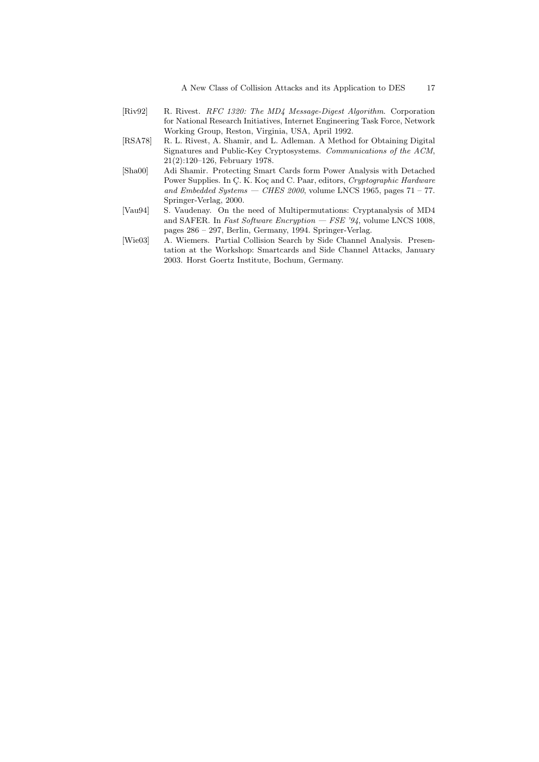[Riv92] R. Rivest. *RFC 1320: The MD4 Message-Digest Algorithm*. Corporation for National Research Initiatives, Internet Engineering Task Force, Network Working Group, Reston, Virginia, USA, April 1992.

[RSA78] R. L. Rivest, A. Shamir, and L. Adleman. A Method for Obtaining Digital Signatures and Public-Key Cryptosystems. *Communications of the ACM*, 21(2):120–126, February 1978.

[Sha00] Adi Shamir. Protecting Smart Cards form Power Analysis with Detached Power Supplies. In Ç. K. Koç and C. Paar, editors, *Cryptographic Hardware and Embedded Systems — CHES 2000*, volume LNCS 1965, pages 71 – 77. Springer-Verlag, 2000.

[Vau94] S. Vaudenay. On the need of Multipermutations: Cryptanalysis of MD4 and SAFER. In *Fast Software Encryption — FSE '94*, volume LNCS 1008, pages 286 – 297, Berlin, Germany, 1994. Springer-Verlag.

[Wie03] A. Wiemers. Partial Collision Search by Side Channel Analysis. Presentation at the Workshop: Smartcards and Side Channel Attacks, January 2003. Horst Goertz Institute, Bochum, Germany.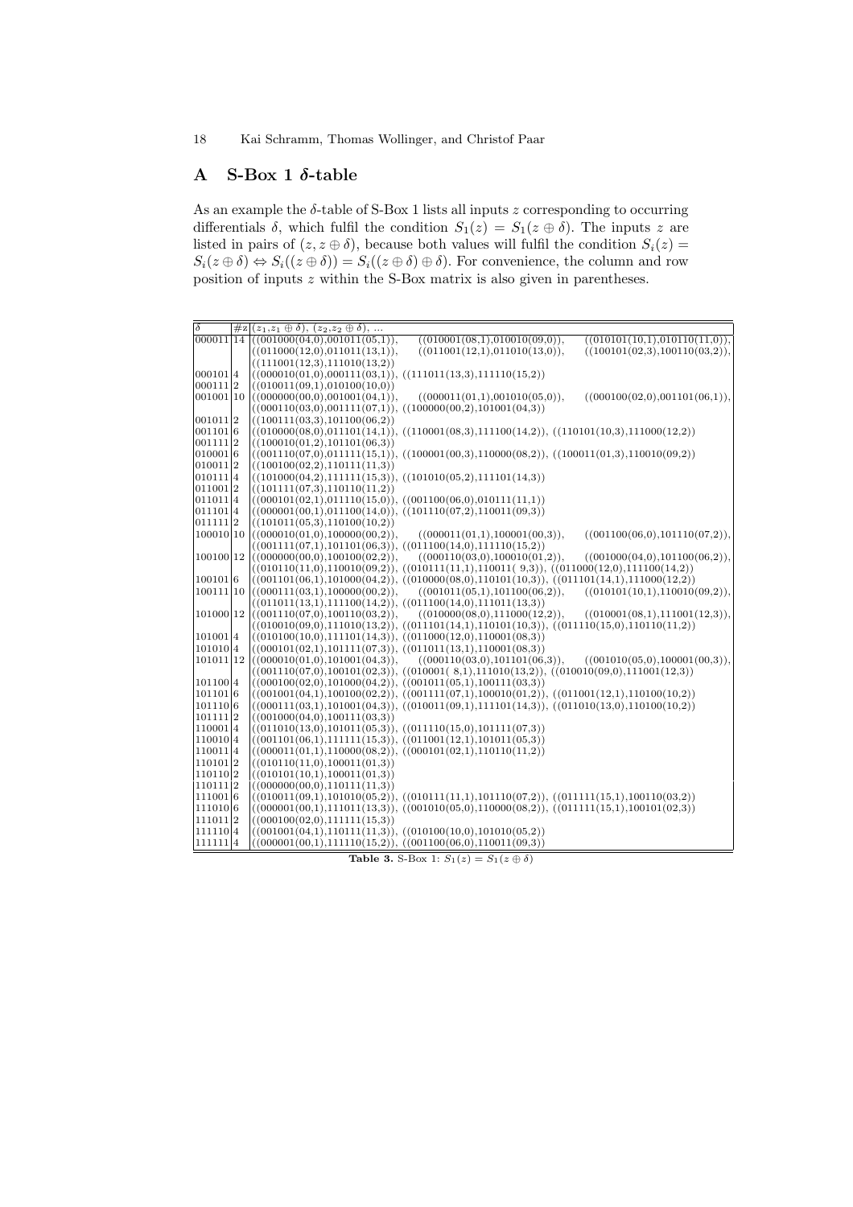## A S-Box 1 $\delta$-table

As an example the $\delta$-table of S-Box 1 lists all inputs $z$ corresponding to occurring differentials $\delta$, which fulfil the condition $S_1(z) = S_1(z \oplus \delta)$. The inputs $z$ are listed in pairs of $(z, z \oplus \delta)$, because both values will fulfil the condition $S_i(z) = S_i(z \oplus \delta) \Leftrightarrow S_i((z \oplus \delta)) = S_i((z \oplus \delta) \oplus \delta)$. For convenience, the column and row position of inputs $z$ within the S-Box matrix is also given in parentheses.

| $\delta$ | #z | $(z_1, z_1 \oplus \delta)$, $(z_2, z_2 \oplus \delta)$, ... |
|---|---|---|
| 000011 | 14 | ((001000(04,0),001011(05,1)), ((010001(08,1),010010(09,0)), ((010101(10,1),010110(11,0)), ((011000(12,0),011011(13,1)), ((011001(12,1),011010(13,0)), ((100101(02,3),100110(03,2)), ((111001(12,3),111010(13,2)) |
| 000101 | 4 | ((000010(01,0),000111(03,1)), ((111011(13,3),111110(15,2)) |
| 000111 | 2 | ((010011(09,1),010100(10,0)) |
| 001001 | 10 | ((000000(00,0),001001(04,1)), ((000011(01,1),001010(05,0)), ((000100(02,0),001101(06,1)), ((000110(03,0),001111(07,1)), ((100000(00,2),101001(04,3)) |
| 001011 | 2 | ((100111(03,3),101100(06,2)) |
| 001101 | 6 | ((010000(08,0),011101(14,1)), ((110001(08,3),111100(14,2)), ((110101(10,3),111000(12,2)) |
| 001111 | 2 | ((100010(01,2),101101(06,3)) |
| 010001 | 6 | ((001110(07,0),011111(15,1)), ((100001(00,3),110000(08,2)), ((100011(01,3),110010(09,2)) |
| 010011 | 2 | ((100100(02,2),110111(11,3)) |
| 010111 | 4 | ((101000(04,2),111111(15,3)), ((101010(05,2),111101(14,3)) |
| 011001 | 2 | ((101111(07,3),110110(11,2)) |
| 011011 | 4 | ((000101(02,1),011110(15,0)), ((001100(06,0),010111(11,1)) |
| 011101 | 4 | ((000001(00,1),011100(14,0)), ((101110(07,2),110011(09,3)) |
| 011111 | 2 | ((101011(05,3),110100(10,2)) |
| 100010 | 10 | ((000010(01,0),100000(00,2)), ((000011(01,1),100001(00,3)), ((001100(06,0),101110(07,2)), ((001111(07,1),101101(06,3)), ((011100(14,0),111110(15,2)) |
| 100100 | 12 | ((000000(00,0),100100(02,2)), ((000110(03,0),100010(01,2)), ((001000(04,0),101100(06,2)), ((010110(11,0),110010(09,2)), ((010111(11,1),110011( 9,3)), ((011000(12,0),111100(14,2)) |
| 100101 | 6 | ((001101(06,1),101000(04,2)), ((010000(08,0),110101(10,3)), ((011101(14,1),111000(12,2)) |
| 100111 | 10 | ((000111(03,1),100000(00,2)), ((001011(05,1),101100(06,2)), ((010101(10,1),110010(09,2)), ((011011(13,1),111100(14,2)), ((011100(14,0),111011(13,3)) |
| 101000 | 12 | ((001110(07,0),100110(03,2)), ((010000(08,0),111000(12,2)), ((010001(08,1),111001(12,3)), ((010010(09,0),111010(13,2)), ((011101(14,1),110101(10,3)), ((011110(15,0),110110(11,2)) |
| 101001 | 4 | ((010100(10,0),111101(14,3)), ((011000(12,0),110001(08,3)) |
| 101010 | 4 | ((000101(02,1),101111(07,3)), ((011011(13,1),110001(08,3)) |
| 101011 | 12 | ((000010(01,0),101001(04,3)), ((000110(03,0),101101(06,3)), ((001010(05,0),100001(00,3)), ((001110(07,0),100101(02,3)), ((010001( 8,1),111010(13,2)), ((010010(09,0),111001(12,3)) |
| 101100 | 4 | ((000100(02,0),101000(04,2)), ((001011(05,1),100111(03,3)) |
| 101101 | 6 | ((001001(04,1),100100(02,2)), ((001111(07,1),100010(01,2)), ((011001(12,1),110100(10,2)) |
| 101110 | 6 | ((000111(03,1),101001(04,3)), ((010011(09,1),111101(14,3)), ((011010(13,0),110100(10,2)) |
| 101111 | 2 | ((001000(04,0),100111(03,3)) |
| 110001 | 4 | ((011010(13,0),101011(05,3)), ((011110(15,0),101111(07,3)) |
| 110010 | 4 | ((001101(06,1),111111(15,3)), ((011001(12,1),101011(05,3)) |
| 110011 | 4 | ((000011(01,1),110000(08,2)), ((000101(02,1),110110(11,2)) |
| 110101 | 2 | ((010110(11,0),100011(01,3)) |
| 110110 | 2 | ((010101(10,1),100011(01,3)) |
| 110111 | 2 | ((000000(00,0),110111(11,3)) |
| 111001 | 6 | ((010011(09,1),101010(05,2)), ((010111(11,1),101110(07,2)), ((011111(15,1),100110(03,2)) |
| 111010 | 6 | ((000001(00,1),111011(13,3)), ((001010(05,0),110000(08,2)), ((011111(15,1),100101(02,3)) |
| 111011 | 2 | ((000100(02,0),111111(15,3)) |
| 111110 | 4 | ((001001(04,1),110111(11,3)), ((010100(10,0),101010(05,2)) |
| 111111 | 4 | ((000001(00,1),111110(15,2)), ((001100(06,0),110011(09,3)) |

**Table 3.** S-Box 1: $S_1(z) = S_1(z \oplus \delta)$